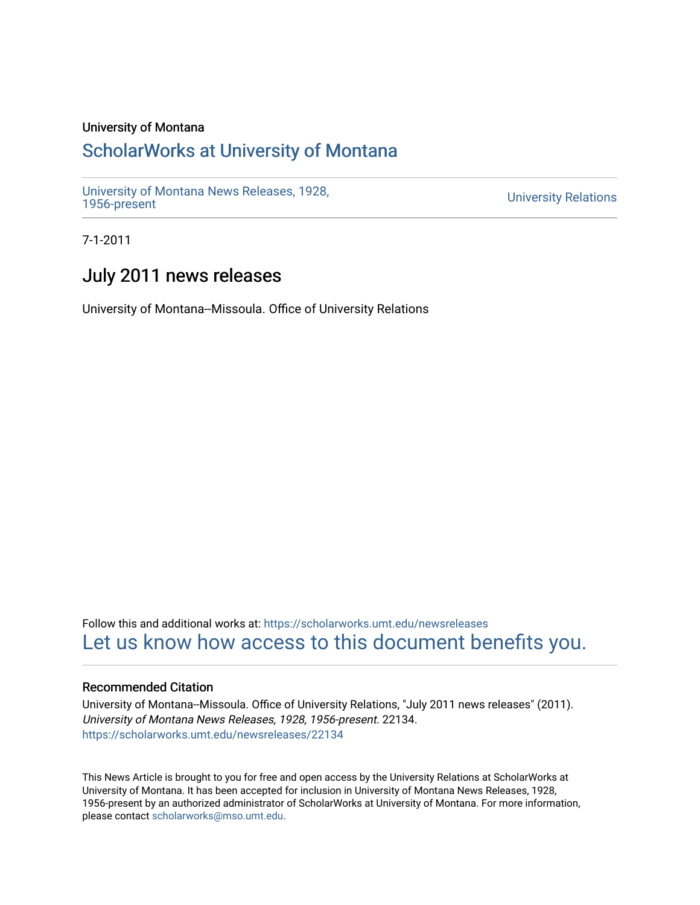University of Montana

# ScholarWorks at University of Montana

University of Montana News Releases, 1928, 1956-present

University Relations

7-1-2011

## July 2011 news releases

University of Montana--Missoula. Office of University Relations

Follow this and additional works at: https://scholarworks.umt.edu/newsreleases

Let us know how access to this document benefits you.

### Recommended Citation

University of Montana--Missoula. Office of University Relations, "July 2011 news releases" (2011). *University of Montana News Releases, 1928, 1956-present*. 22134.
https://scholarworks.umt.edu/newsreleases/22134

This News Article is brought to you for free and open access by the University Relations at ScholarWorks at University of Montana. It has been accepted for inclusion in University of Montana News Releases, 1928, 1956-present by an authorized administrator of ScholarWorks at University of Montana. For more information, please contact scholarworks@mso.umt.edu.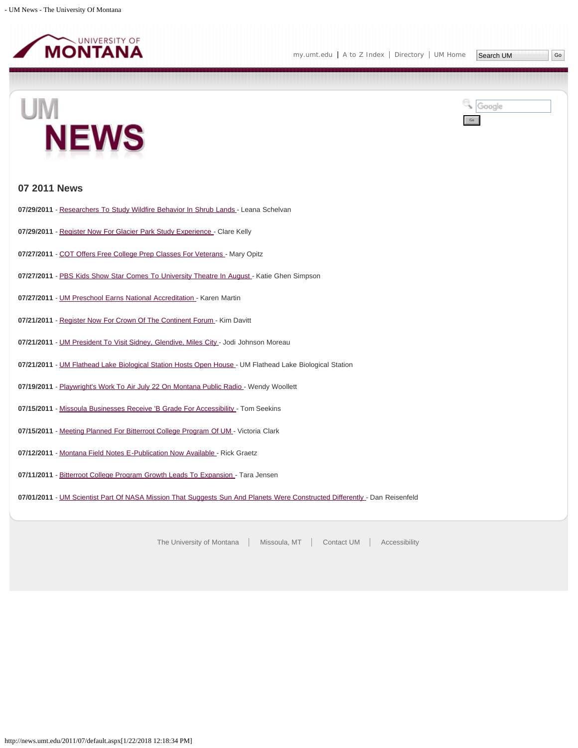## 07 2011 News

**07/29/2011** - Researchers To Study Wildfire Behavior In Shrub Lands - Leana Schelvan

**07/29/2011** - Register Now For Glacier Park Study Experience - Clare Kelly

**07/27/2011** - COT Offers Free College Prep Classes For Veterans - Mary Opitz

**07/27/2011** - PBS Kids Show Star Comes To University Theatre In August - Katie Ghen Simpson

**07/27/2011** - UM Preschool Earns National Accreditation - Karen Martin

**07/21/2011** - Register Now For Crown Of The Continent Forum - Kim Davitt

**07/21/2011** - UM President To Visit Sidney, Glendive, Miles City - Jodi Johnson Moreau

**07/21/2011** - UM Flathead Lake Biological Station Hosts Open House - UM Flathead Lake Biological Station

**07/19/2011** - Playwright's Work To Air July 22 On Montana Public Radio - Wendy Woollett

**07/15/2011** - Missoula Businesses Receive 'B Grade For Accessibility - Tom Seekins

**07/15/2011** - Meeting Planned For Bitterroot College Program Of UM - Victoria Clark

**07/12/2011** - Montana Field Notes E-Publication Now Available - Rick Graetz

**07/11/2011** - Bitterroot College Program Growth Leads To Expansion - Tara Jensen

**07/01/2011** - UM Scientist Part Of NASA Mission That Suggests Sun And Planets Were Constructed Differently - Dan Reisenfeld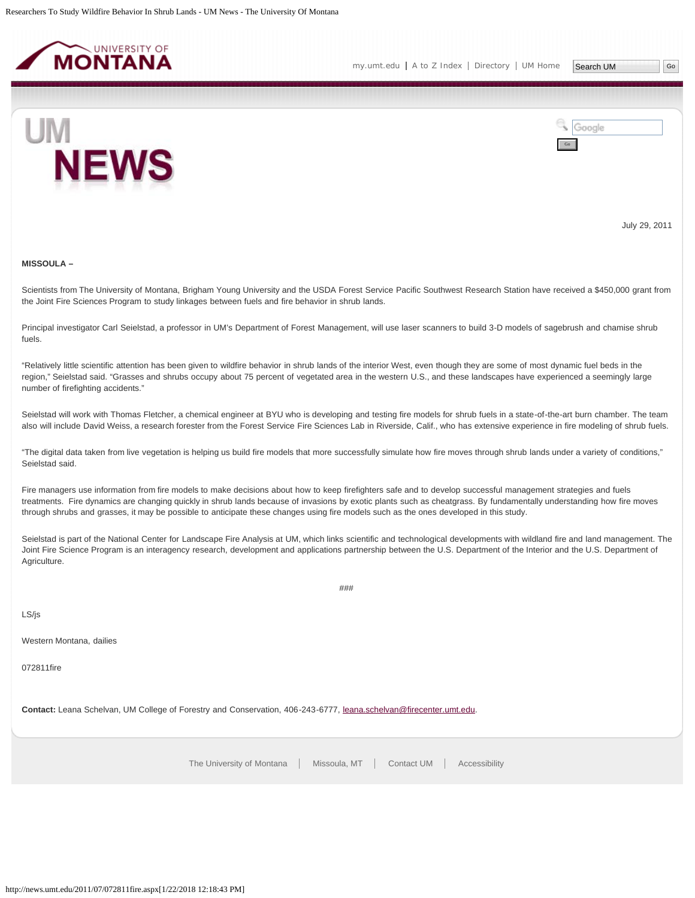July 29, 2011

**MISSOULA –**

Scientists from The University of Montana, Brigham Young University and the USDA Forest Service Pacific Southwest Research Station have received a $450,000 grant from the Joint Fire Sciences Program to study linkages between fuels and fire behavior in shrub lands.

Principal investigator Carl Seielstad, a professor in UM's Department of Forest Management, will use laser scanners to build 3-D models of sagebrush and chamise shrub fuels.

“Relatively little scientific attention has been given to wildfire behavior in shrub lands of the interior West, even though they are some of most dynamic fuel beds in the region,” Seielstad said. “Grasses and shrubs occupy about 75 percent of vegetated area in the western U.S., and these landscapes have experienced a seemingly large number of firefighting accidents.”

Seielstad will work with Thomas Fletcher, a chemical engineer at BYU who is developing and testing fire models for shrub fuels in a state-of-the-art burn chamber. The team also will include David Weiss, a research forester from the Forest Service Fire Sciences Lab in Riverside, Calif., who has extensive experience in fire modeling of shrub fuels.

“The digital data taken from live vegetation is helping us build fire models that more successfully simulate how fire moves through shrub lands under a variety of conditions,” Seielstad said.

Fire managers use information from fire models to make decisions about how to keep firefighters safe and to develop successful management strategies and fuels treatments. Fire dynamics are changing quickly in shrub lands because of invasions by exotic plants such as cheatgrass. By fundamentally understanding how fire moves through shrubs and grasses, it may be possible to anticipate these changes using fire models such as the ones developed in this study.

Seielstad is part of the National Center for Landscape Fire Analysis at UM, which links scientific and technological developments with wildland fire and land management. The Joint Fire Science Program is an interagency research, development and applications partnership between the U.S. Department of the Interior and the U.S. Department of Agriculture.

###

LS/js

Western Montana, dailies

072811fire

**Contact:** Leana Schelvan, UM College of Forestry and Conservation, 406-243-6777, leana.schelvan@firecenter.umt.edu.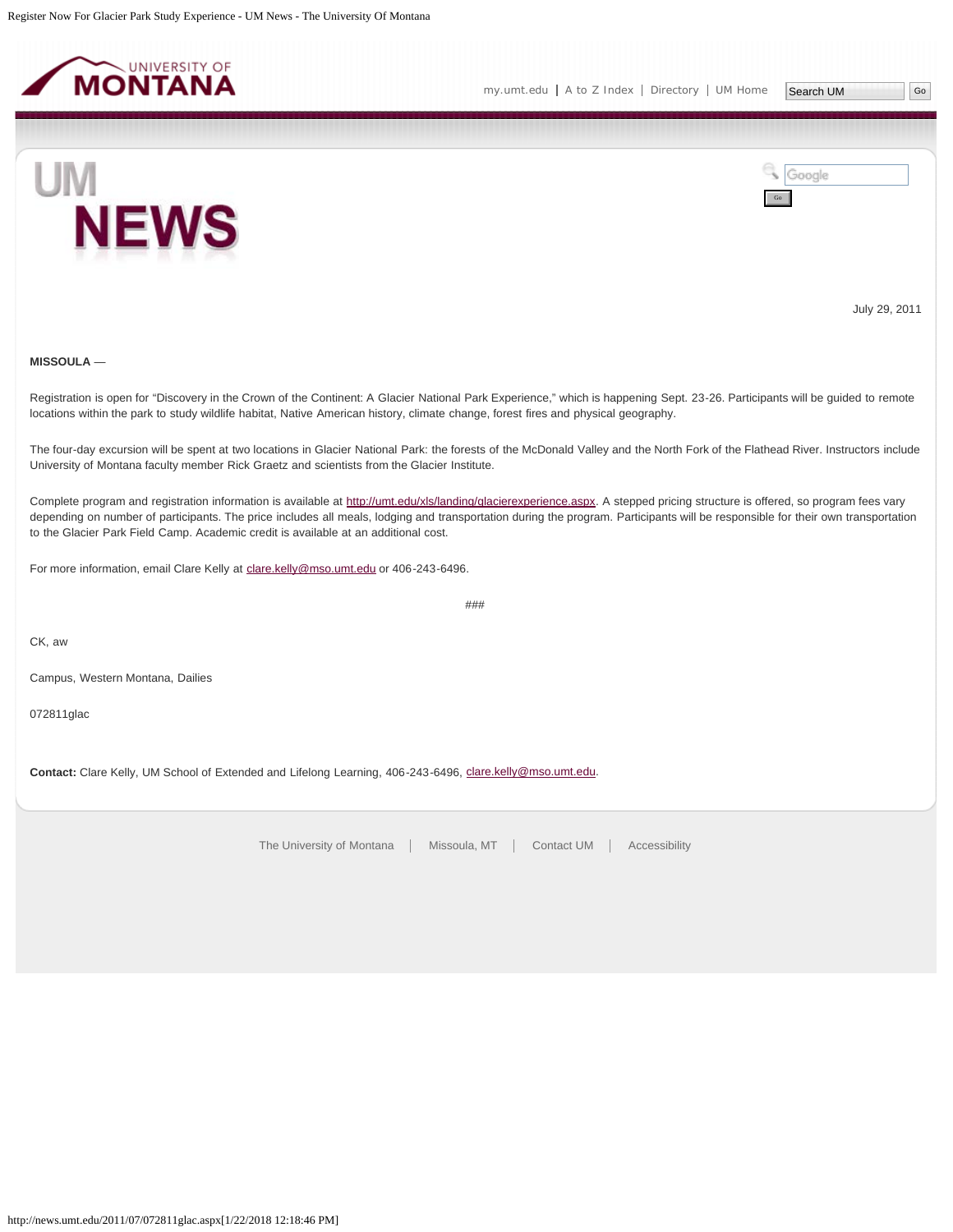July 29, 2011

**MISSOULA** —

Registration is open for “Discovery in the Crown of the Continent: A Glacier National Park Experience,” which is happening Sept. 23-26. Participants will be guided to remote locations within the park to study wildlife habitat, Native American history, climate change, forest fires and physical geography.

The four-day excursion will be spent at two locations in Glacier National Park: the forests of the McDonald Valley and the North Fork of the Flathead River. Instructors include University of Montana faculty member Rick Graetz and scientists from the Glacier Institute.

Complete program and registration information is available at [http://umt.edu/xls/landing/glacierexperience.aspx](http://umt.edu/xls/landing/glacierexperience.aspx). A stepped pricing structure is offered, so program fees vary depending on number of participants. The price includes all meals, lodging and transportation during the program. Participants will be responsible for their own transportation to the Glacier Park Field Camp. Academic credit is available at an additional cost.

For more information, email Clare Kelly at [clare.kelly@mso.umt.edu](mailto:clare.kelly@mso.umt.edu) or 406-243-6496.

###

CK, aw

Campus, Western Montana, Dailies

072811glac

**Contact:** Clare Kelly, UM School of Extended and Lifelong Learning, 406-243-6496, [clare.kelly@mso.umt.edu](mailto:clare.kelly@mso.umt.edu).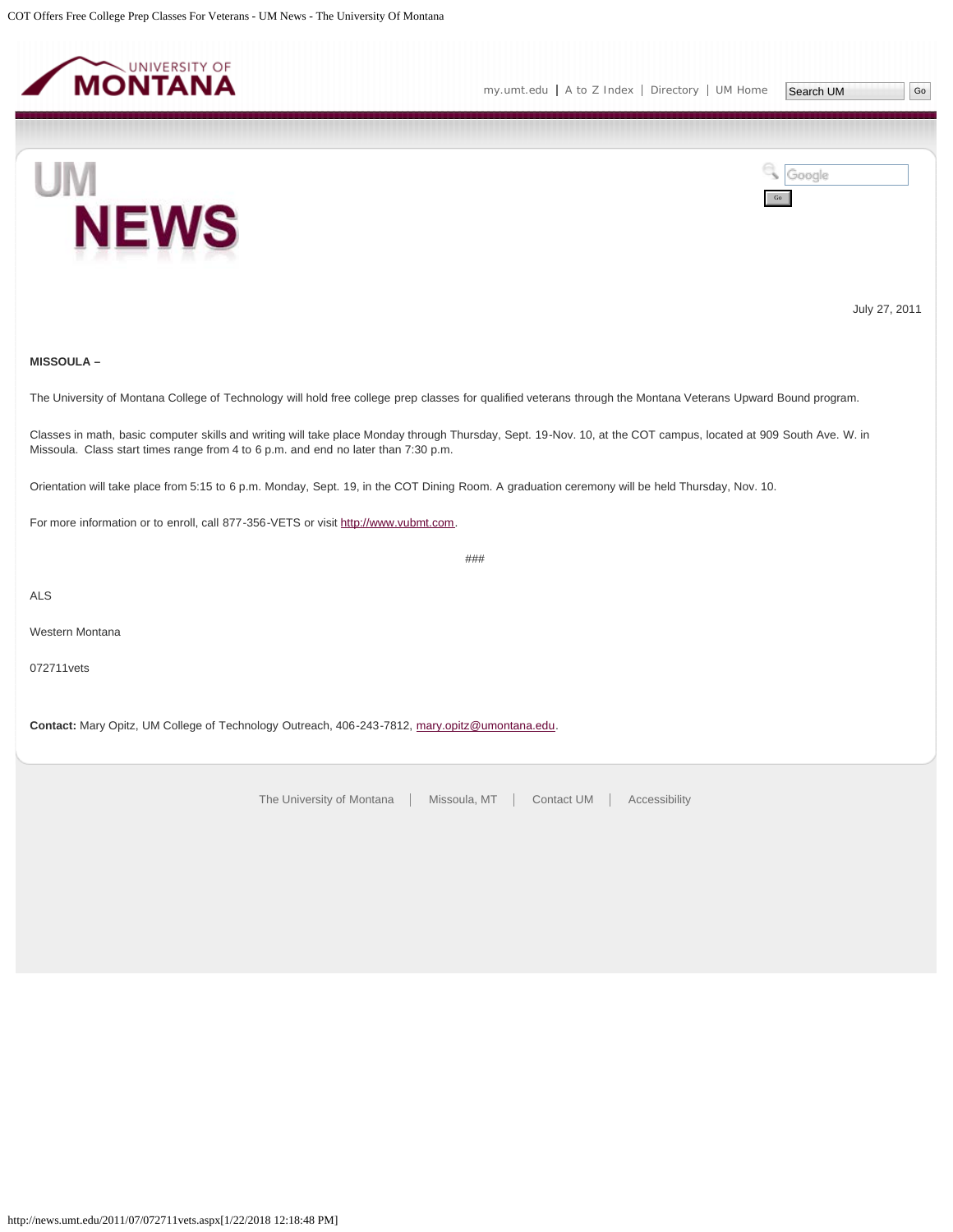July 27, 2011

**MISSOULA –**

The University of Montana College of Technology will hold free college prep classes for qualified veterans through the Montana Veterans Upward Bound program.

Classes in math, basic computer skills and writing will take place Monday through Thursday, Sept. 19-Nov. 10, at the COT campus, located at 909 South Ave. W. in Missoula. Class start times range from 4 to 6 p.m. and end no later than 7:30 p.m.

Orientation will take place from 5:15 to 6 p.m. Monday, Sept. 19, in the COT Dining Room. A graduation ceremony will be held Thursday, Nov. 10.

For more information or to enroll, call 877-356-VETS or visit http://www.vubmt.com.

###

ALS

Western Montana

072711vets

**Contact:** Mary Opitz, UM College of Technology Outreach, 406-243-7812, mary.opitz@umontana.edu.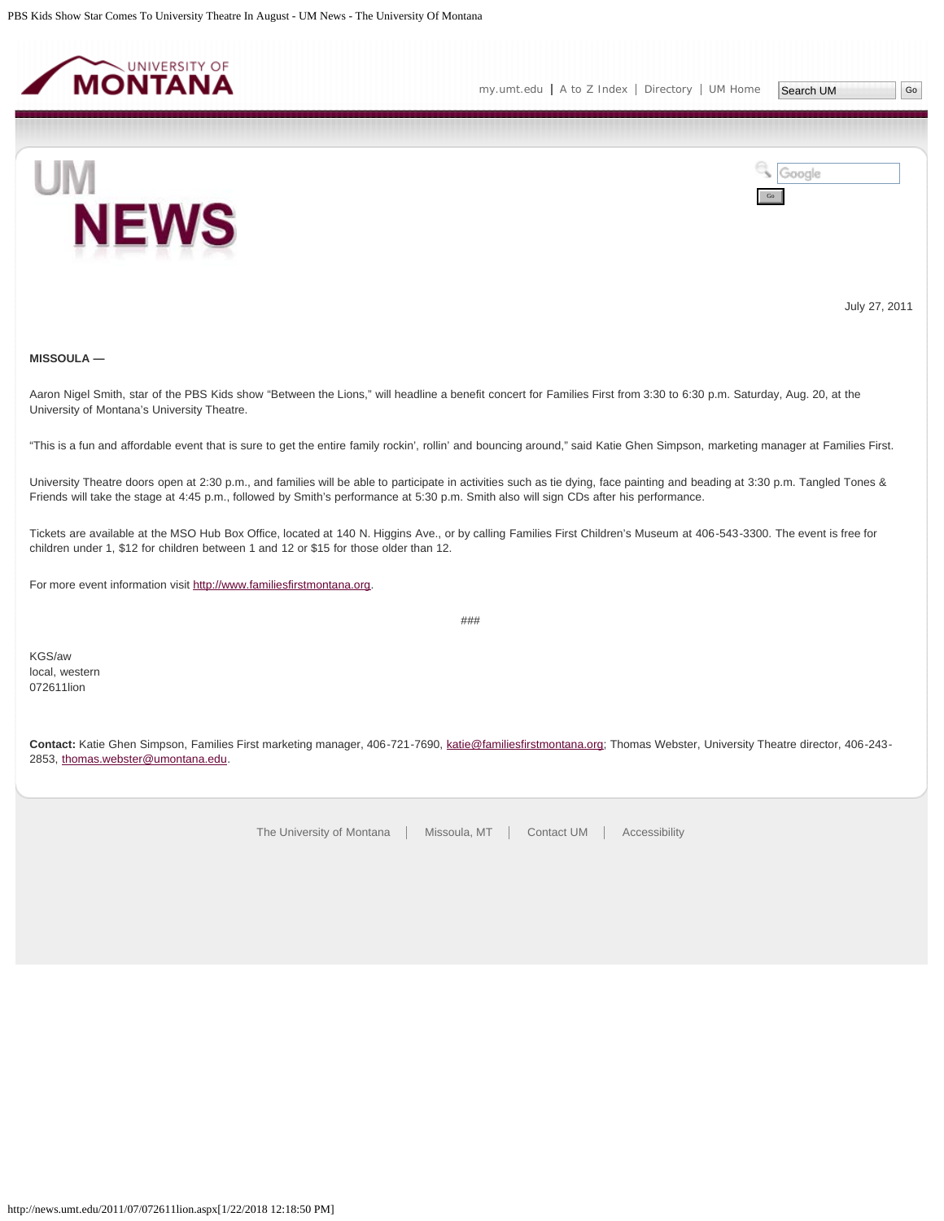July 27, 2011

**MISSOULA —**

Aaron Nigel Smith, star of the PBS Kids show “Between the Lions,” will headline a benefit concert for Families First from 3:30 to 6:30 p.m. Saturday, Aug. 20, at the University of Montana’s University Theatre.

“This is a fun and affordable event that is sure to get the entire family rockin’, rollin’ and bouncing around,” said Katie Ghen Simpson, marketing manager at Families First.

University Theatre doors open at 2:30 p.m., and families will be able to participate in activities such as tie dying, face painting and beading at 3:30 p.m. Tangled Tones & Friends will take the stage at 4:45 p.m., followed by Smith’s performance at 5:30 p.m. Smith also will sign CDs after his performance.

Tickets are available at the MSO Hub Box Office, located at 140 N. Higgins Ave., or by calling Families First Children’s Museum at 406-543-3300. The event is free for children under 1, $12 for children between 1 and 12 or $15 for those older than 12.

For more event information visit http://www.familiesfirstmontana.org.

###

KGS/aw
local, western
072611lion

**Contact:** Katie Ghen Simpson, Families First marketing manager, 406-721-7690, katie@familiesfirstmontana.org; Thomas Webster, University Theatre director, 406-243-2853, thomas.webster@umontana.edu.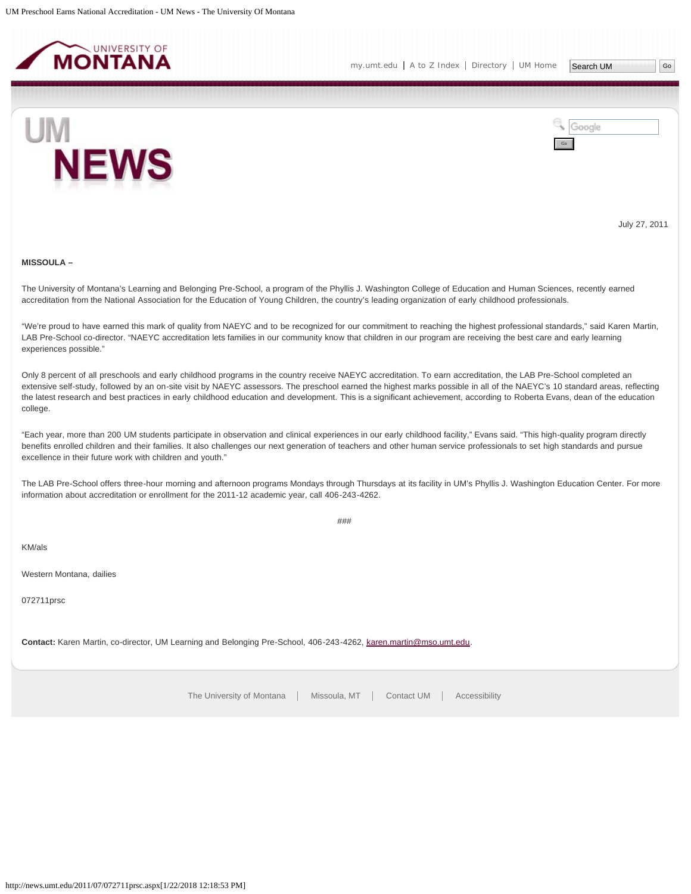July 27, 2011

**MISSOULA –**

The University of Montana's Learning and Belonging Pre-School, a program of the Phyllis J. Washington College of Education and Human Sciences, recently earned accreditation from the National Association for the Education of Young Children, the country's leading organization of early childhood professionals.

"We're proud to have earned this mark of quality from NAEYC and to be recognized for our commitment to reaching the highest professional standards," said Karen Martin, LAB Pre-School co-director. "NAEYC accreditation lets families in our community know that children in our program are receiving the best care and early learning experiences possible."

Only 8 percent of all preschools and early childhood programs in the country receive NAEYC accreditation. To earn accreditation, the LAB Pre-School completed an extensive self-study, followed by an on-site visit by NAEYC assessors. The preschool earned the highest marks possible in all of the NAEYC's 10 standard areas, reflecting the latest research and best practices in early childhood education and development. This is a significant achievement, according to Roberta Evans, dean of the education college.

"Each year, more than 200 UM students participate in observation and clinical experiences in our early childhood facility," Evans said. "This high-quality program directly benefits enrolled children and their families. It also challenges our next generation of teachers and other human service professionals to set high standards and pursue excellence in their future work with children and youth."

The LAB Pre-School offers three-hour morning and afternoon programs Mondays through Thursdays at its facility in UM's Phyllis J. Washington Education Center. For more information about accreditation or enrollment for the 2011-12 academic year, call 406-243-4262.

###

KM/als

Western Montana, dailies

072711prsc

**Contact:** Karen Martin, co-director, UM Learning and Belonging Pre-School, 406-243-4262, karen.martin@mso.umt.edu.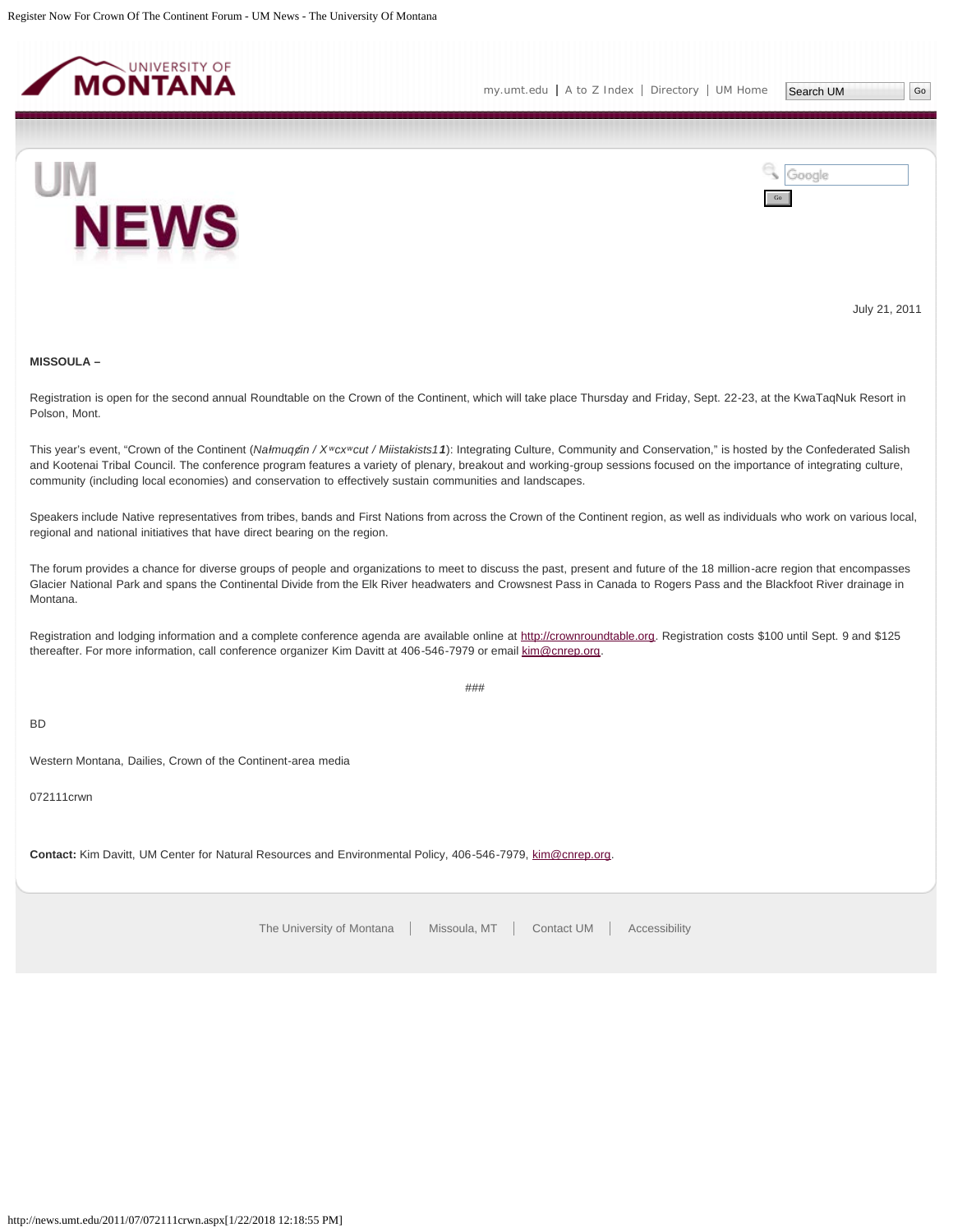July 21, 2011

**MISSOULA –**

Registration is open for the second annual Roundtable on the Crown of the Continent, which will take place Thursday and Friday, Sept. 22-23, at the KwaTaqNuk Resort in Polson, Mont.

This year's event, "Crown of the Continent (*Nałmuqǫ́in / Xʷcxʷcut / Miistakists1****1***): Integrating Culture, Community and Conservation," is hosted by the Confederated Salish and Kootenai Tribal Council. The conference program features a variety of plenary, breakout and working-group sessions focused on the importance of integrating culture, community (including local economies) and conservation to effectively sustain communities and landscapes.

Speakers include Native representatives from tribes, bands and First Nations from across the Crown of the Continent region, as well as individuals who work on various local, regional and national initiatives that have direct bearing on the region.

The forum provides a chance for diverse groups of people and organizations to meet to discuss the past, present and future of the 18 million-acre region that encompasses Glacier National Park and spans the Continental Divide from the Elk River headwaters and Crowsnest Pass in Canada to Rogers Pass and the Blackfoot River drainage in Montana.

Registration and lodging information and a complete conference agenda are available online at http://crownroundtable.org. Registration costs $100 until Sept. 9 and $125 thereafter. For more information, call conference organizer Kim Davitt at 406-546-7979 or email kim@cnrep.org.

###

BD

Western Montana, Dailies, Crown of the Continent-area media

072111crwn

**Contact:** Kim Davitt, UM Center for Natural Resources and Environmental Policy, 406-546-7979, kim@cnrep.org.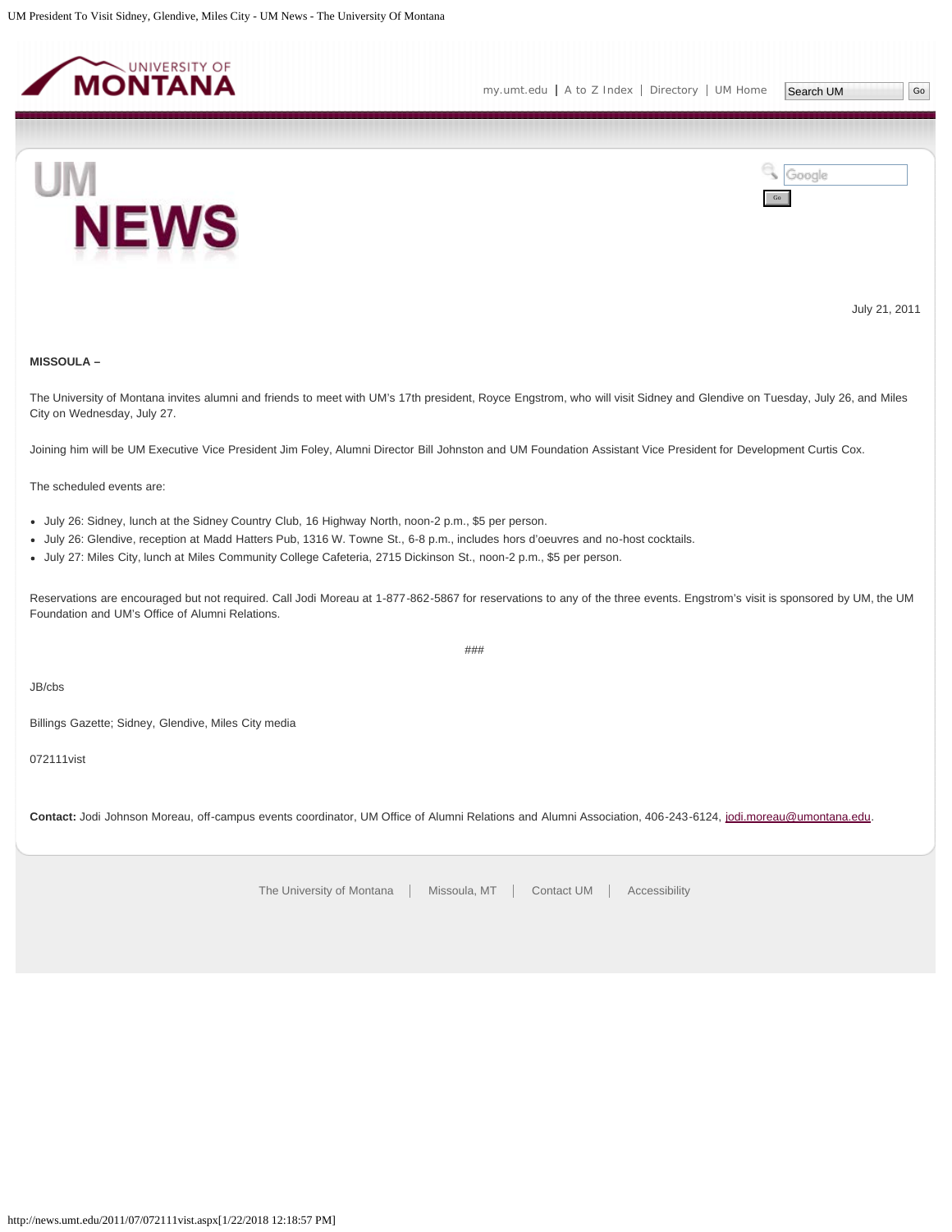July 21, 2011

**MISSOULA –**

The University of Montana invites alumni and friends to meet with UM's 17th president, Royce Engstrom, who will visit Sidney and Glendive on Tuesday, July 26, and Miles City on Wednesday, July 27.

Joining him will be UM Executive Vice President Jim Foley, Alumni Director Bill Johnston and UM Foundation Assistant Vice President for Development Curtis Cox.

The scheduled events are:

- July 26: Sidney, lunch at the Sidney Country Club, 16 Highway North, noon-2 p.m., $5 per person.
- July 26: Glendive, reception at Madd Hatters Pub, 1316 W. Towne St., 6-8 p.m., includes hors d'oeuvres and no-host cocktails.
- July 27: Miles City, lunch at Miles Community College Cafeteria, 2715 Dickinson St., noon-2 p.m., $5 per person.

Reservations are encouraged but not required. Call Jodi Moreau at 1-877-862-5867 for reservations to any of the three events. Engstrom's visit is sponsored by UM, the UM Foundation and UM's Office of Alumni Relations.

###

JB/cbs

Billings Gazette; Sidney, Glendive, Miles City media

072111vist

**Contact:** Jodi Johnson Moreau, off-campus events coordinator, UM Office of Alumni Relations and Alumni Association, 406-243-6124, jodi.moreau@umontana.edu.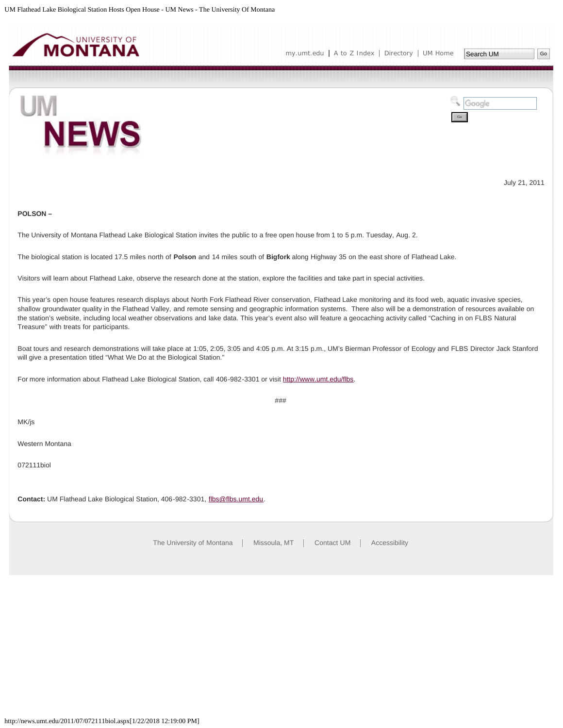July 21, 2011

**POLSON –**

The University of Montana Flathead Lake Biological Station invites the public to a free open house from 1 to 5 p.m. Tuesday, Aug. 2.

The biological station is located 17.5 miles north of **Polson** and 14 miles south of **Bigfork** along Highway 35 on the east shore of Flathead Lake.

Visitors will learn about Flathead Lake, observe the research done at the station, explore the facilities and take part in special activities.

This year's open house features research displays about North Fork Flathead River conservation, Flathead Lake monitoring and its food web, aquatic invasive species, shallow groundwater quality in the Flathead Valley, and remote sensing and geographic information systems. There also will be a demonstration of resources available on the station's website, including local weather observations and lake data. This year's event also will feature a geocaching activity called "Caching in on FLBS Natural Treasure" with treats for participants.

Boat tours and research demonstrations will take place at 1:05, 2:05, 3:05 and 4:05 p.m. At 3:15 p.m., UM's Bierman Professor of Ecology and FLBS Director Jack Stanford will give a presentation titled "What We Do at the Biological Station."

For more information about Flathead Lake Biological Station, call 406-982-3301 or visit http://www.umt.edu/flbs.

###

MK/js

Western Montana

072111biol

**Contact:** UM Flathead Lake Biological Station, 406-982-3301, flbs@flbs.umt.edu.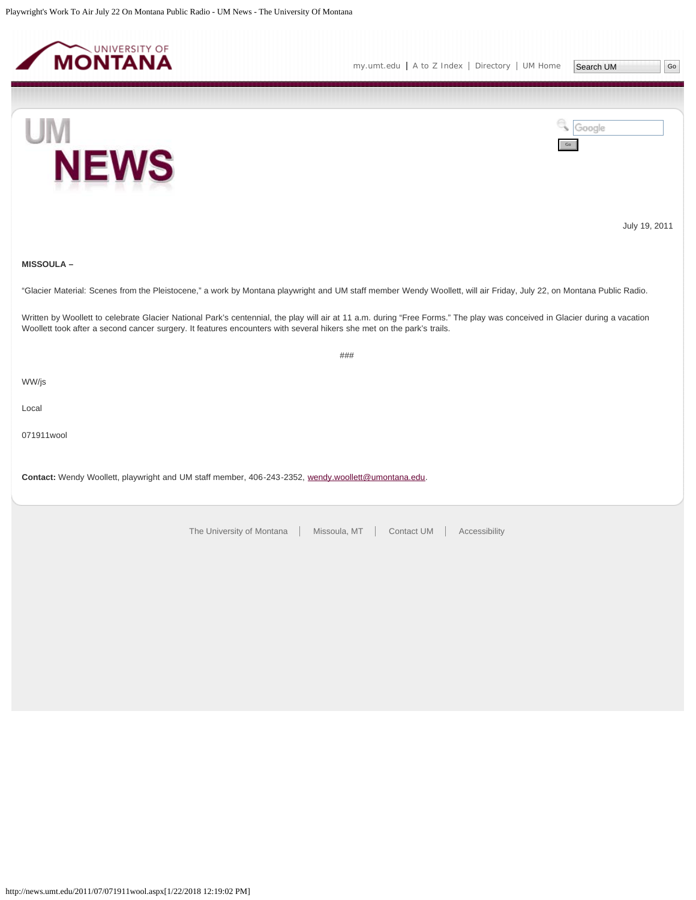July 19, 2011

**MISSOULA –**

“Glacier Material: Scenes from the Pleistocene,” a work by Montana playwright and UM staff member Wendy Woollett, will air Friday, July 22, on Montana Public Radio.

Written by Woollett to celebrate Glacier National Park’s centennial, the play will air at 11 a.m. during “Free Forms.” The play was conceived in Glacier during a vacation Woollett took after a second cancer surgery. It features encounters with several hikers she met on the park’s trails.

###

WW/js

Local

071911wool

**Contact:** Wendy Woollett, playwright and UM staff member, 406-243-2352, wendy.woollett@umontana.edu.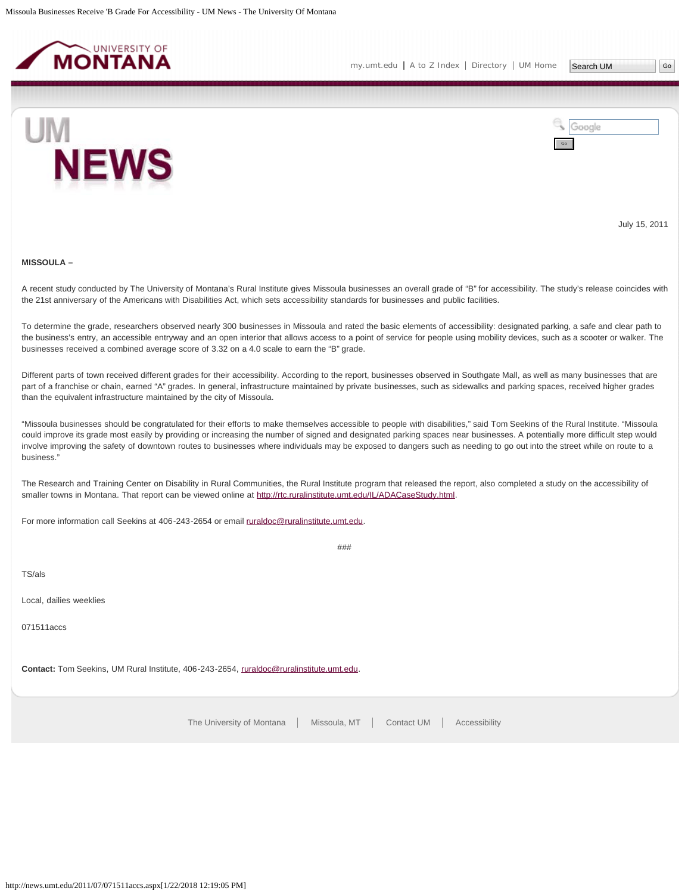July 15, 2011

**MISSOULA –**

A recent study conducted by The University of Montana's Rural Institute gives Missoula businesses an overall grade of "B" for accessibility. The study's release coincides with the 21st anniversary of the Americans with Disabilities Act, which sets accessibility standards for businesses and public facilities.

To determine the grade, researchers observed nearly 300 businesses in Missoula and rated the basic elements of accessibility: designated parking, a safe and clear path to the business's entry, an accessible entryway and an open interior that allows access to a point of service for people using mobility devices, such as a scooter or walker. The businesses received a combined average score of 3.32 on a 4.0 scale to earn the "B" grade.

Different parts of town received different grades for their accessibility. According to the report, businesses observed in Southgate Mall, as well as many businesses that are part of a franchise or chain, earned "A" grades. In general, infrastructure maintained by private businesses, such as sidewalks and parking spaces, received higher grades than the equivalent infrastructure maintained by the city of Missoula.

"Missoula businesses should be congratulated for their efforts to make themselves accessible to people with disabilities," said Tom Seekins of the Rural Institute. "Missoula could improve its grade most easily by providing or increasing the number of signed and designated parking spaces near businesses. A potentially more difficult step would involve improving the safety of downtown routes to businesses where individuals may be exposed to dangers such as needing to go out into the street while on route to a business."

The Research and Training Center on Disability in Rural Communities, the Rural Institute program that released the report, also completed a study on the accessibility of smaller towns in Montana. That report can be viewed online at http://rtc.ruralinstitute.umt.edu/IL/ADACaseStudy.html.

For more information call Seekins at 406-243-2654 or email ruraldoc@ruralinstitute.umt.edu.

###

TS/als

Local, dailies weeklies

071511accs

**Contact:** Tom Seekins, UM Rural Institute, 406-243-2654, ruraldoc@ruralinstitute.umt.edu.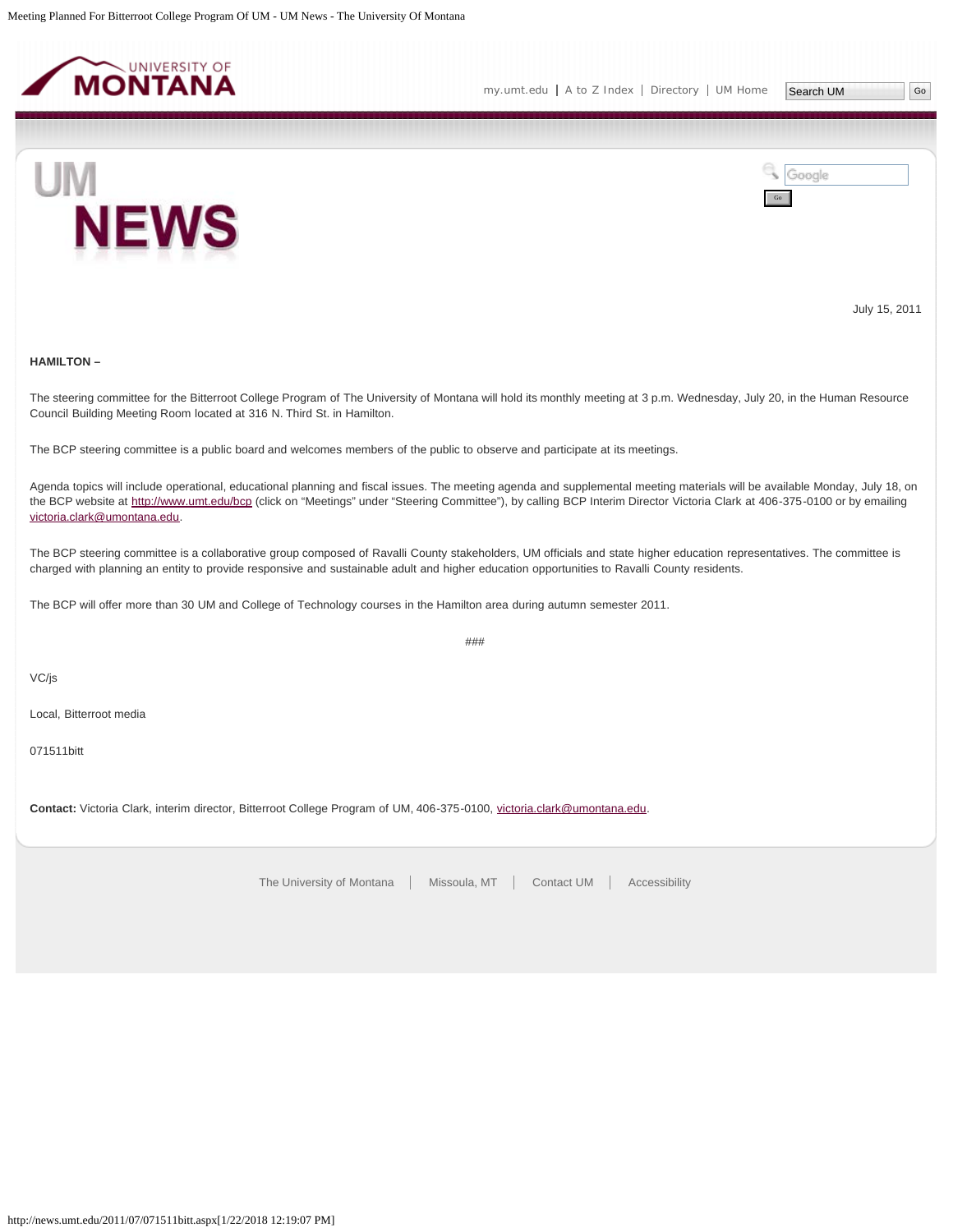July 15, 2011

**HAMILTON –**

The steering committee for the Bitterroot College Program of The University of Montana will hold its monthly meeting at 3 p.m. Wednesday, July 20, in the Human Resource Council Building Meeting Room located at 316 N. Third St. in Hamilton.

The BCP steering committee is a public board and welcomes members of the public to observe and participate at its meetings.

Agenda topics will include operational, educational planning and fiscal issues. The meeting agenda and supplemental meeting materials will be available Monday, July 18, on the BCP website at http://www.umt.edu/bcp (click on "Meetings" under "Steering Committee"), by calling BCP Interim Director Victoria Clark at 406-375-0100 or by emailing victoria.clark@umontana.edu.

The BCP steering committee is a collaborative group composed of Ravalli County stakeholders, UM officials and state higher education representatives. The committee is charged with planning an entity to provide responsive and sustainable adult and higher education opportunities to Ravalli County residents.

The BCP will offer more than 30 UM and College of Technology courses in the Hamilton area during autumn semester 2011.

###

VC/js

Local, Bitterroot media

071511bitt

**Contact:** Victoria Clark, interim director, Bitterroot College Program of UM, 406-375-0100, victoria.clark@umontana.edu.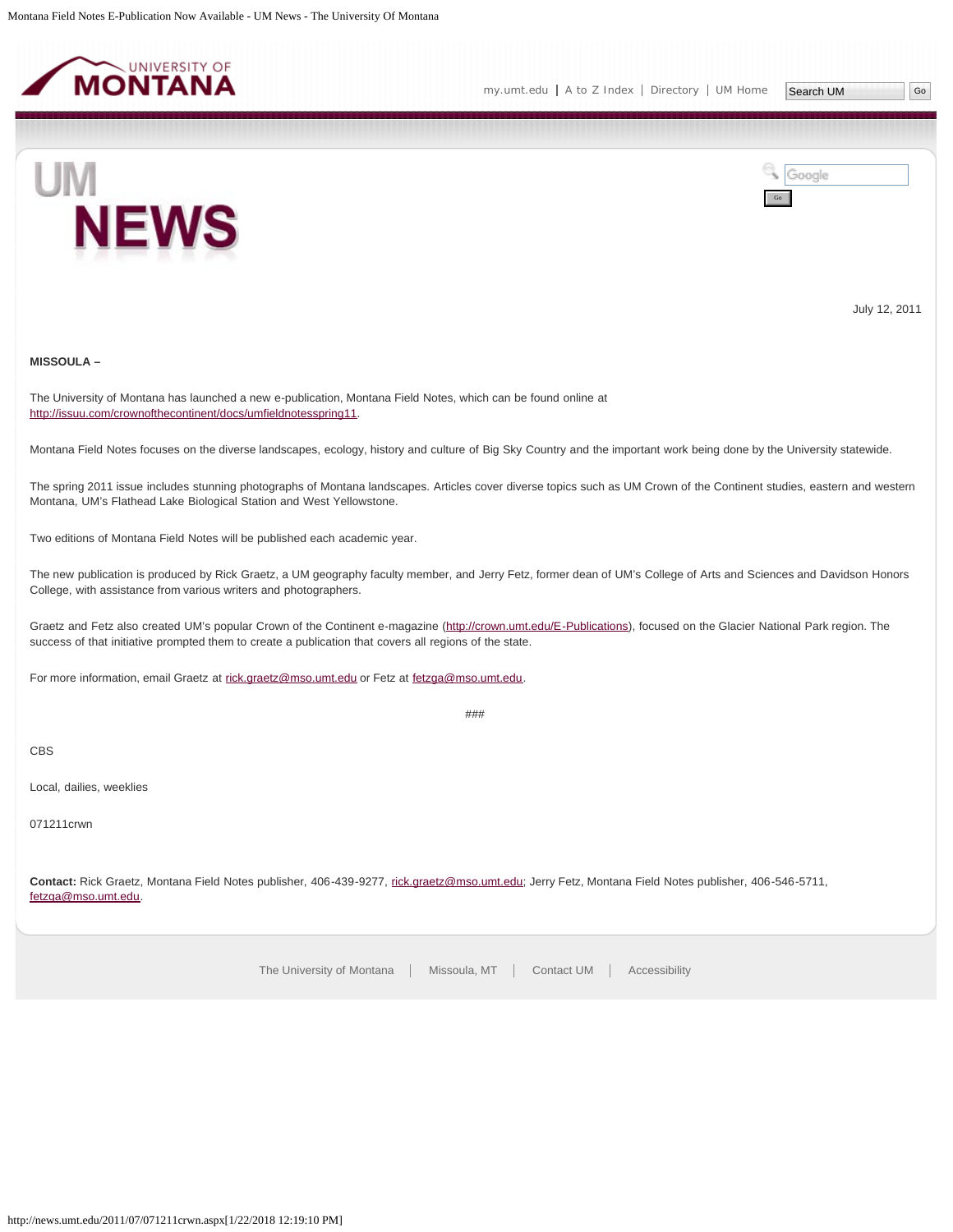July 12, 2011

**MISSOULA –**

The University of Montana has launched a new e-publication, Montana Field Notes, which can be found online at http://issuu.com/crownofthecontinent/docs/umfieldnotesspring11.

Montana Field Notes focuses on the diverse landscapes, ecology, history and culture of Big Sky Country and the important work being done by the University statewide.

The spring 2011 issue includes stunning photographs of Montana landscapes. Articles cover diverse topics such as UM Crown of the Continent studies, eastern and western Montana, UM's Flathead Lake Biological Station and West Yellowstone.

Two editions of Montana Field Notes will be published each academic year.

The new publication is produced by Rick Graetz, a UM geography faculty member, and Jerry Fetz, former dean of UM's College of Arts and Sciences and Davidson Honors College, with assistance from various writers and photographers.

Graetz and Fetz also created UM's popular Crown of the Continent e-magazine (http://crown.umt.edu/E-Publications), focused on the Glacier National Park region. The success of that initiative prompted them to create a publication that covers all regions of the state.

For more information, email Graetz at rick.graetz@mso.umt.edu or Fetz at fetzga@mso.umt.edu.

###

CBS

Local, dailies, weeklies

071211crwn

**Contact:** Rick Graetz, Montana Field Notes publisher, 406-439-9277, rick.graetz@mso.umt.edu; Jerry Fetz, Montana Field Notes publisher, 406-546-5711, fetzga@mso.umt.edu.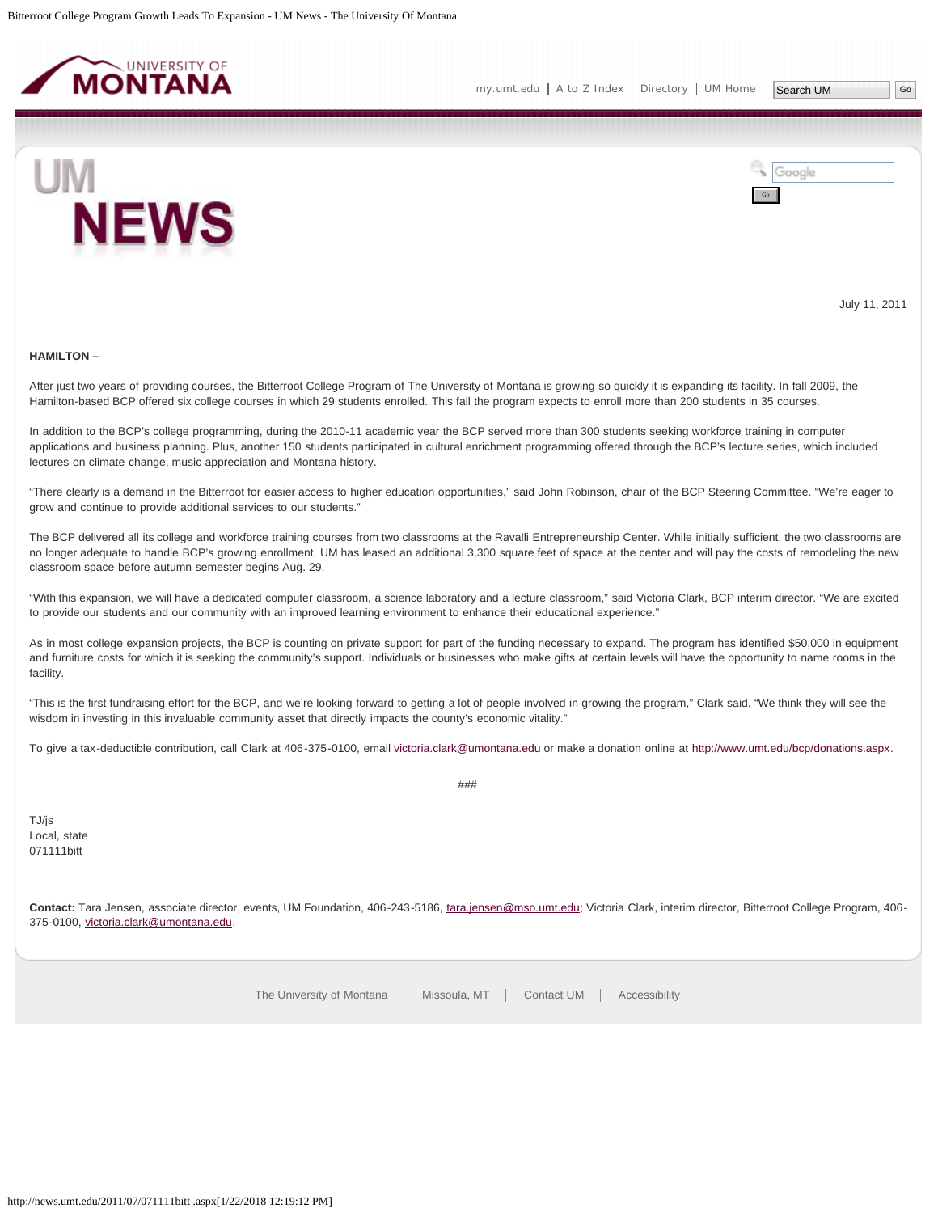July 11, 2011

**HAMILTON –**

After just two years of providing courses, the Bitterroot College Program of The University of Montana is growing so quickly it is expanding its facility. In fall 2009, the Hamilton-based BCP offered six college courses in which 29 students enrolled. This fall the program expects to enroll more than 200 students in 35 courses.

In addition to the BCP's college programming, during the 2010-11 academic year the BCP served more than 300 students seeking workforce training in computer applications and business planning. Plus, another 150 students participated in cultural enrichment programming offered through the BCP's lecture series, which included lectures on climate change, music appreciation and Montana history.

"There clearly is a demand in the Bitterroot for easier access to higher education opportunities," said John Robinson, chair of the BCP Steering Committee. "We're eager to grow and continue to provide additional services to our students."

The BCP delivered all its college and workforce training courses from two classrooms at the Ravalli Entrepreneurship Center. While initially sufficient, the two classrooms are no longer adequate to handle BCP's growing enrollment. UM has leased an additional 3,300 square feet of space at the center and will pay the costs of remodeling the new classroom space before autumn semester begins Aug. 29.

"With this expansion, we will have a dedicated computer classroom, a science laboratory and a lecture classroom," said Victoria Clark, BCP interim director. "We are excited to provide our students and our community with an improved learning environment to enhance their educational experience."

As in most college expansion projects, the BCP is counting on private support for part of the funding necessary to expand. The program has identified $50,000 in equipment and furniture costs for which it is seeking the community's support. Individuals or businesses who make gifts at certain levels will have the opportunity to name rooms in the facility.

"This is the first fundraising effort for the BCP, and we're looking forward to getting a lot of people involved in growing the program," Clark said. "We think they will see the wisdom in investing in this invaluable community asset that directly impacts the county's economic vitality."

To give a tax-deductible contribution, call Clark at 406-375-0100, email victoria.clark@umontana.edu or make a donation online at http://www.umt.edu/bcp/donations.aspx.

###

TJ/js
Local, state
071111bitt

**Contact:** Tara Jensen, associate director, events, UM Foundation, 406-243-5186, tara.jensen@mso.umt.edu; Victoria Clark, interim director, Bitterroot College Program, 406-375-0100, victoria.clark@umontana.edu.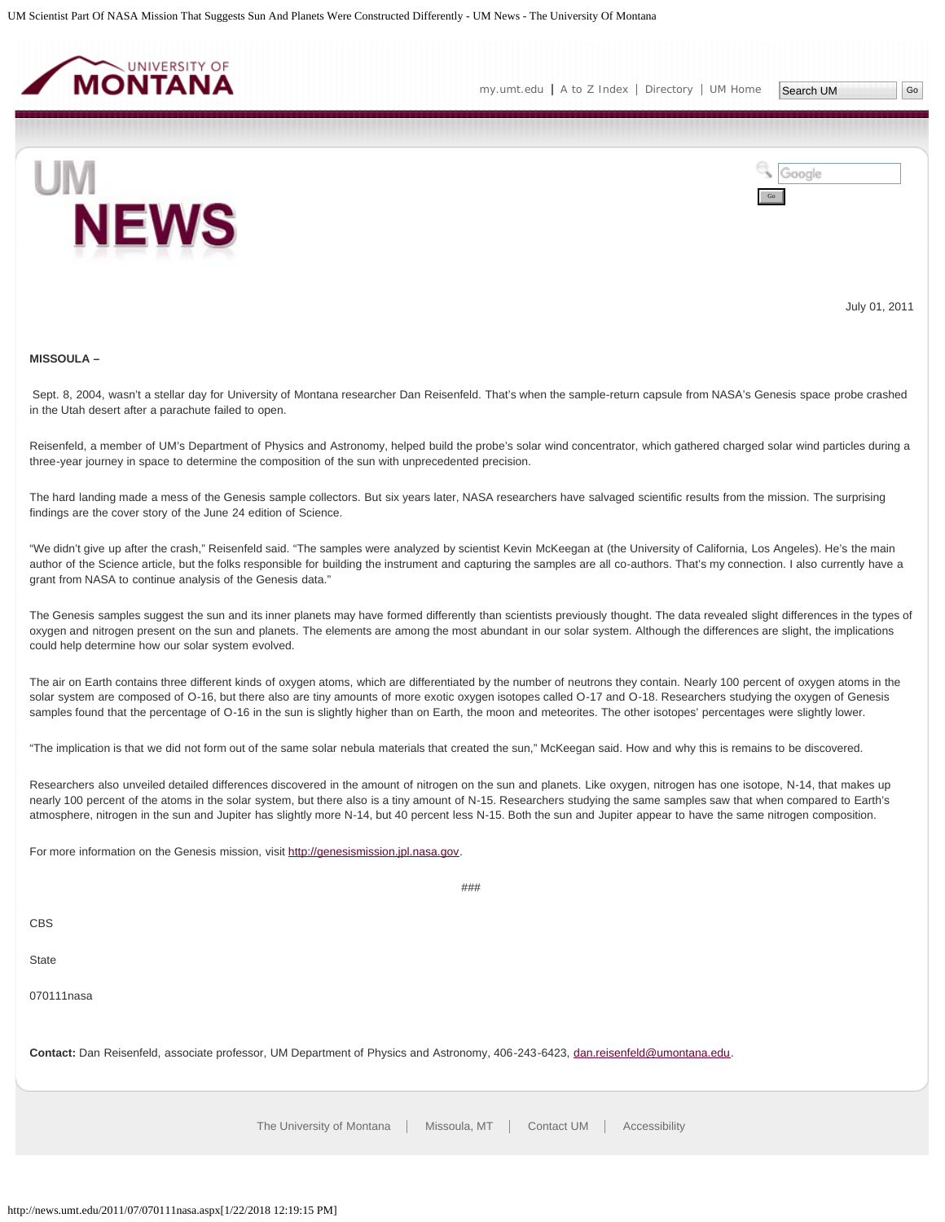July 01, 2011

**MISSOULA –**

Sept. 8, 2004, wasn't a stellar day for University of Montana researcher Dan Reisenfeld. That's when the sample-return capsule from NASA's Genesis space probe crashed in the Utah desert after a parachute failed to open.

Reisenfeld, a member of UM's Department of Physics and Astronomy, helped build the probe's solar wind concentrator, which gathered charged solar wind particles during a three-year journey in space to determine the composition of the sun with unprecedented precision.

The hard landing made a mess of the Genesis sample collectors. But six years later, NASA researchers have salvaged scientific results from the mission. The surprising findings are the cover story of the June 24 edition of Science.

"We didn't give up after the crash," Reisenfeld said. "The samples were analyzed by scientist Kevin McKeegan at (the University of California, Los Angeles). He's the main author of the Science article, but the folks responsible for building the instrument and capturing the samples are all co-authors. That's my connection. I also currently have a grant from NASA to continue analysis of the Genesis data."

The Genesis samples suggest the sun and its inner planets may have formed differently than scientists previously thought. The data revealed slight differences in the types of oxygen and nitrogen present on the sun and planets. The elements are among the most abundant in our solar system. Although the differences are slight, the implications could help determine how our solar system evolved.

The air on Earth contains three different kinds of oxygen atoms, which are differentiated by the number of neutrons they contain. Nearly 100 percent of oxygen atoms in the solar system are composed of O-16, but there also are tiny amounts of more exotic oxygen isotopes called O-17 and O-18. Researchers studying the oxygen of Genesis samples found that the percentage of O-16 in the sun is slightly higher than on Earth, the moon and meteorites. The other isotopes' percentages were slightly lower.

"The implication is that we did not form out of the same solar nebula materials that created the sun," McKeegan said. How and why this is remains to be discovered.

Researchers also unveiled detailed differences discovered in the amount of nitrogen on the sun and planets. Like oxygen, nitrogen has one isotope, N-14, that makes up nearly 100 percent of the atoms in the solar system, but there also is a tiny amount of N-15. Researchers studying the same samples saw that when compared to Earth's atmosphere, nitrogen in the sun and Jupiter has slightly more N-14, but 40 percent less N-15. Both the sun and Jupiter appear to have the same nitrogen composition.

For more information on the Genesis mission, visit http://genesismission.jpl.nasa.gov.

###

CBS

State

070111nasa

**Contact:** Dan Reisenfeld, associate professor, UM Department of Physics and Astronomy, 406-243-6423, dan.reisenfeld@umontana.edu.